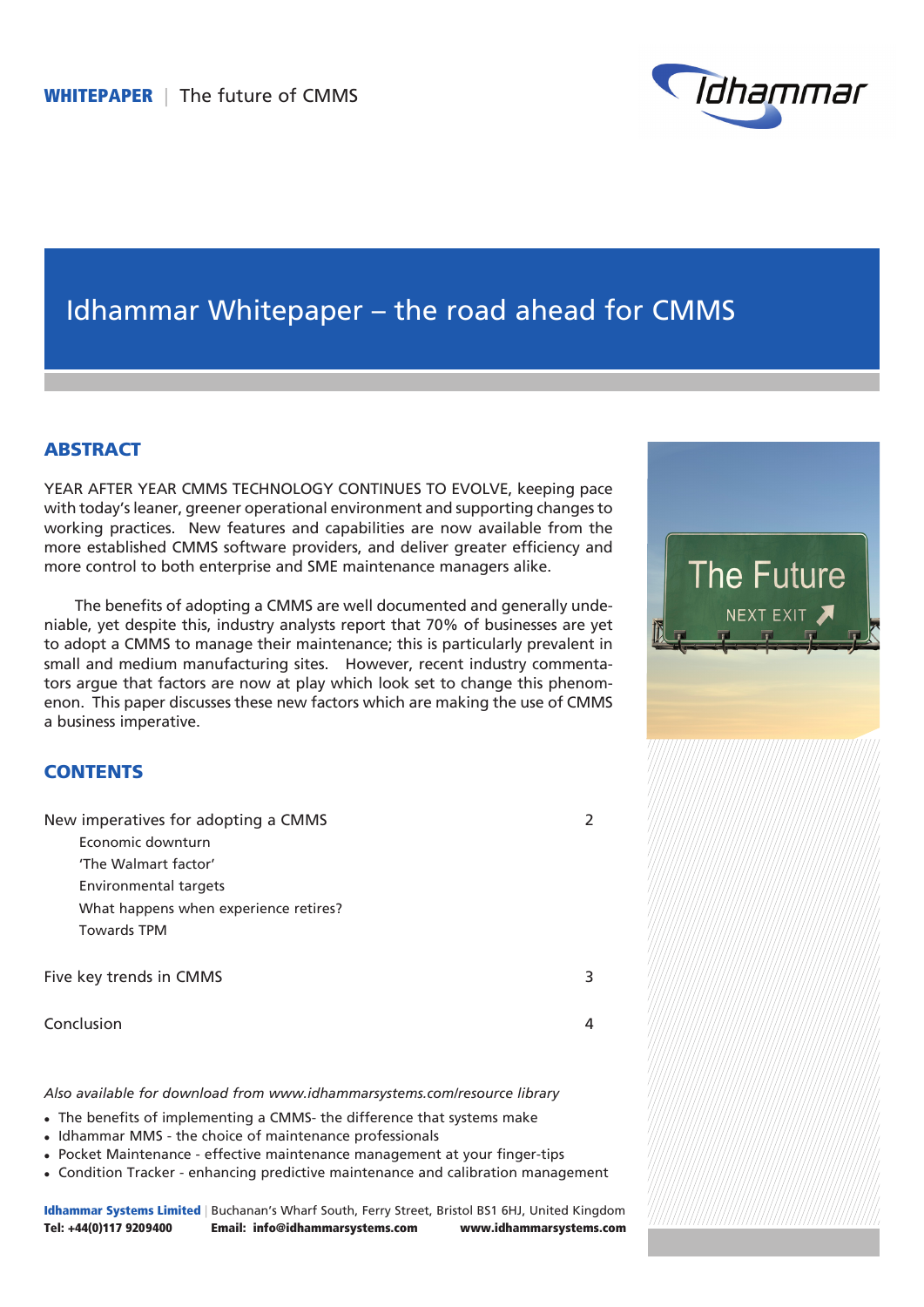**WHITEPAPER** | The future of CMMS

# Idhammar Whitepaper – the road ahead for CMMS

## ABSTRACT

YEAR AFTER YEAR CMMS TECHNOLOGY CONTINUES TO EVOLVE, keeping pace with today's leaner, greener operational environment and supporting changes to working practices. New features and capabilities are now available from the more established CMMS software providers, and deliver greater efficiency and more control to both enterprise and SME maintenance managers alike.

The benefits of adopting a CMMS are well documented and generally undeniable, yet despite this, industry analysts report that 70% of businesses are yet to adopt a CMMS to manage their maintenance; this is particularly prevalent in small and medium manufacturing sites. However, recent industry commentators argue that factors are now at play which look set to change this phenomenon. This paper discusses these new factors which are making the use of CMMS a business imperative.

## CONTENTS

New imperatives for adopting a CMMS — 2
- Economic downturn
- 'The Walmart factor'
- Environmental targets
- What happens when experience retires?
- Towards TPM

Five key trends in CMMS — 3

Conclusion — 4

*Also available for download from www.idhammarsystems.com/resource library*

- The benefits of implementing a CMMS- the difference that systems make
- Idhammar MMS - the choice of maintenance professionals
- Pocket Maintenance - effective maintenance management at your finger-tips
- Condition Tracker - enhancing predictive maintenance and calibration management

**Idhammar Systems Limited** | Buchanan's Wharf South, Ferry Street, Bristol BS1 6HJ, United Kingdom
**Tel: +44(0)117 9209400** **Email: info@idhammarsystems.com** **www.idhammarsystems.com**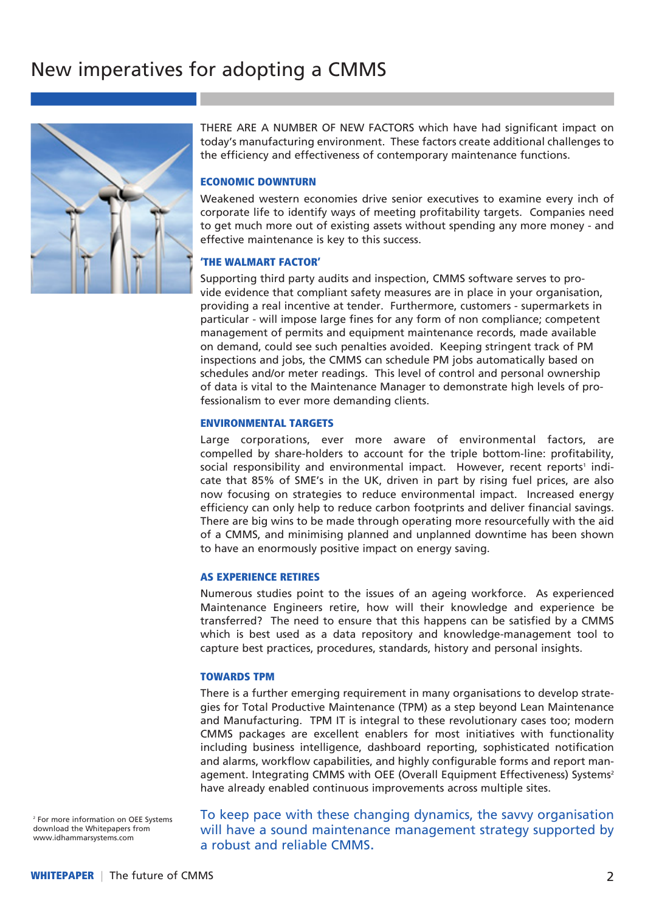# New imperatives for adopting a CMMS

THERE ARE A NUMBER OF NEW FACTORS which have had significant impact on today's manufacturing environment. These factors create additional challenges to the efficiency and effectiveness of contemporary maintenance functions.

### ECONOMIC DOWNTURN

Weakened western economies drive senior executives to examine every inch of corporate life to identify ways of meeting profitability targets. Companies need to get much more out of existing assets without spending any more money - and effective maintenance is key to this success.

### 'THE WALMART FACTOR'

Supporting third party audits and inspection, CMMS software serves to provide evidence that compliant safety measures are in place in your organisation, providing a real incentive at tender. Furthermore, customers - supermarkets in particular - will impose large fines for any form of non compliance; competent management of permits and equipment maintenance records, made available on demand, could see such penalties avoided. Keeping stringent track of PM inspections and jobs, the CMMS can schedule PM jobs automatically based on schedules and/or meter readings. This level of control and personal ownership of data is vital to the Maintenance Manager to demonstrate high levels of professionalism to ever more demanding clients.

### ENVIRONMENTAL TARGETS

Large corporations, ever more aware of environmental factors, are compelled by share-holders to account for the triple bottom-line: profitability, social responsibility and environmental impact. However, recent reports[1] indicate that 85% of SME's in the UK, driven in part by rising fuel prices, are also now focusing on strategies to reduce environmental impact. Increased energy efficiency can only help to reduce carbon footprints and deliver financial savings. There are big wins to be made through operating more resourcefully with the aid of a CMMS, and minimising planned and unplanned downtime has been shown to have an enormously positive impact on energy saving.

### AS EXPERIENCE RETIRES

Numerous studies point to the issues of an ageing workforce. As experienced Maintenance Engineers retire, how will their knowledge and experience be transferred? The need to ensure that this happens can be satisfied by a CMMS which is best used as a data repository and knowledge-management tool to capture best practices, procedures, standards, history and personal insights.

### TOWARDS TPM

There is a further emerging requirement in many organisations to develop strategies for Total Productive Maintenance (TPM) as a step beyond Lean Maintenance and Manufacturing. TPM IT is integral to these revolutionary cases too; modern CMMS packages are excellent enablers for most initiatives with functionality including business intelligence, dashboard reporting, sophisticated notification and alarms, workflow capabilities, and highly configurable forms and report management. Integrating CMMS with OEE (Overall Equipment Effectiveness) Systems[2] have already enabled continuous improvements across multiple sites.

To keep pace with these changing dynamics, the savvy organisation will have a sound maintenance management strategy supported by a robust and reliable CMMS.

[2] For more information on OEE Systems download the Whitepapers from www.idhammarsystems.com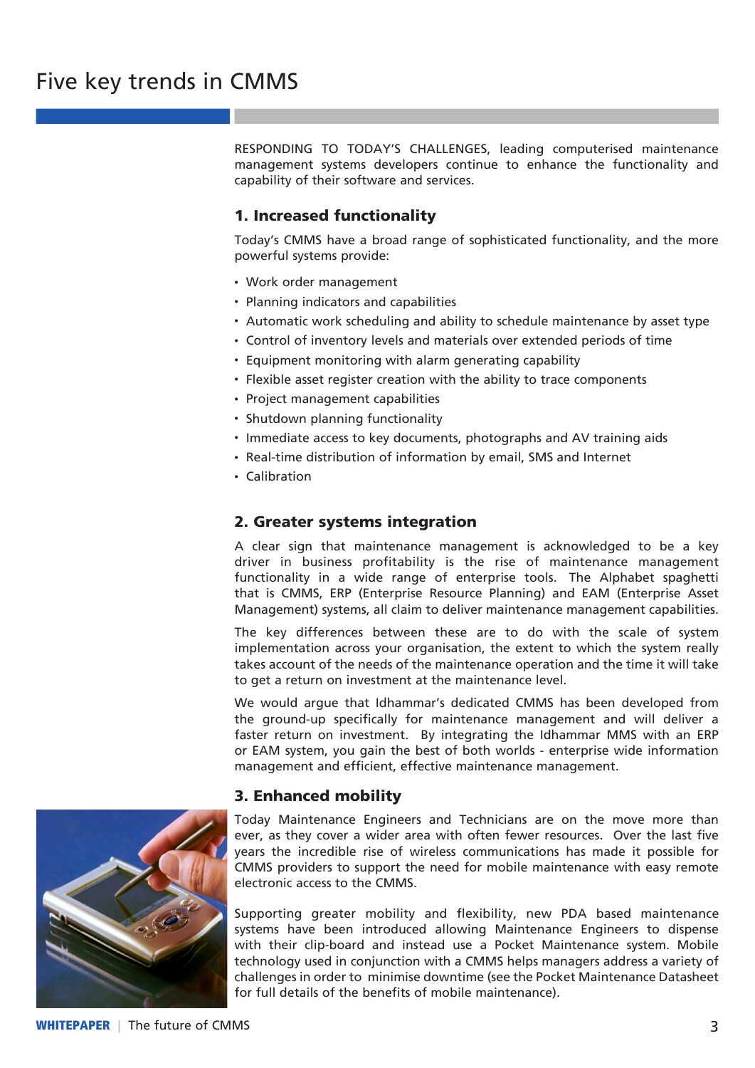# Five key trends in CMMS

RESPONDING TO TODAY'S CHALLENGES, leading computerised maintenance management systems developers continue to enhance the functionality and capability of their software and services.

## 1. Increased functionality

Today's CMMS have a broad range of sophisticated functionality, and the more powerful systems provide:

- Work order management
- Planning indicators and capabilities
- Automatic work scheduling and ability to schedule maintenance by asset type
- Control of inventory levels and materials over extended periods of time
- Equipment monitoring with alarm generating capability
- Flexible asset register creation with the ability to trace components
- Project management capabilities
- Shutdown planning functionality
- Immediate access to key documents, photographs and AV training aids
- Real-time distribution of information by email, SMS and Internet
- Calibration

## 2. Greater systems integration

A clear sign that maintenance management is acknowledged to be a key driver in business profitability is the rise of maintenance management functionality in a wide range of enterprise tools. The Alphabet spaghetti that is CMMS, ERP (Enterprise Resource Planning) and EAM (Enterprise Asset Management) systems, all claim to deliver maintenance management capabilities.

The key differences between these are to do with the scale of system implementation across your organisation, the extent to which the system really takes account of the needs of the maintenance operation and the time it will take to get a return on investment at the maintenance level.

We would argue that Idhammar's dedicated CMMS has been developed from the ground-up specifically for maintenance management and will deliver a faster return on investment. By integrating the Idhammar MMS with an ERP or EAM system, you gain the best of both worlds - enterprise wide information management and efficient, effective maintenance management.

## 3. Enhanced mobility

Today Maintenance Engineers and Technicians are on the move more than ever, as they cover a wider area with often fewer resources. Over the last five years the incredible rise of wireless communications has made it possible for CMMS providers to support the need for mobile maintenance with easy remote electronic access to the CMMS.

Supporting greater mobility and flexibility, new PDA based maintenance systems have been introduced allowing Maintenance Engineers to dispense with their clip-board and instead use a Pocket Maintenance system. Mobile technology used in conjunction with a CMMS helps managers address a variety of challenges in order to minimise downtime (see the Pocket Maintenance Datasheet for full details of the benefits of mobile maintenance).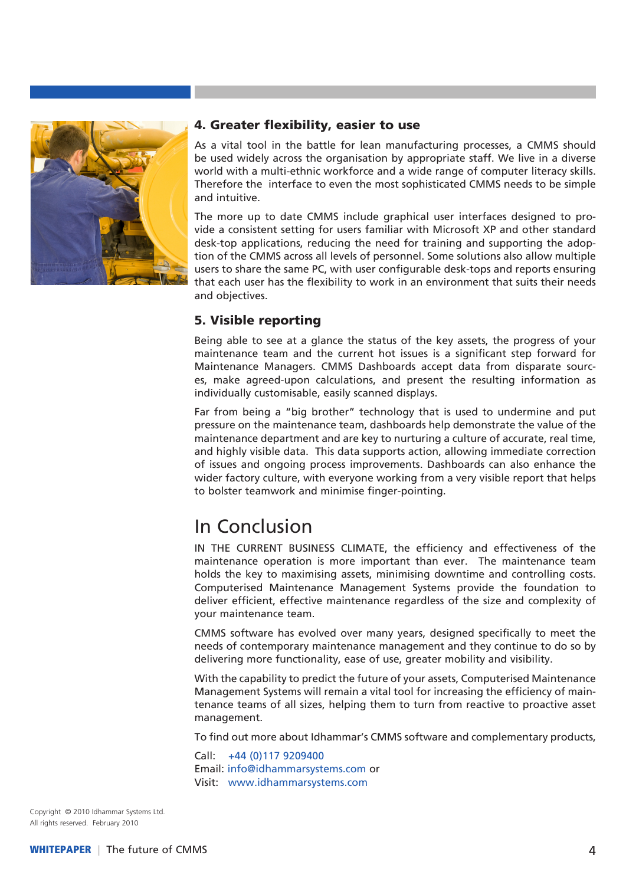## 4. Greater flexibility, easier to use

As a vital tool in the battle for lean manufacturing processes, a CMMS should be used widely across the organisation by appropriate staff. We live in a diverse world with a multi-ethnic workforce and a wide range of computer literacy skills. Therefore the interface to even the most sophisticated CMMS needs to be simple and intuitive.

The more up to date CMMS include graphical user interfaces designed to provide a consistent setting for users familiar with Microsoft XP and other standard desk-top applications, reducing the need for training and supporting the adoption of the CMMS across all levels of personnel. Some solutions also allow multiple users to share the same PC, with user configurable desk-tops and reports ensuring that each user has the flexibility to work in an environment that suits their needs and objectives.

## 5. Visible reporting

Being able to see at a glance the status of the key assets, the progress of your maintenance team and the current hot issues is a significant step forward for Maintenance Managers. CMMS Dashboards accept data from disparate sources, make agreed-upon calculations, and present the resulting information as individually customisable, easily scanned displays.

Far from being a "big brother" technology that is used to undermine and put pressure on the maintenance team, dashboards help demonstrate the value of the maintenance department and are key to nurturing a culture of accurate, real time, and highly visible data. This data supports action, allowing immediate correction of issues and ongoing process improvements. Dashboards can also enhance the wider factory culture, with everyone working from a very visible report that helps to bolster teamwork and minimise finger-pointing.

# In Conclusion

IN THE CURRENT BUSINESS CLIMATE, the efficiency and effectiveness of the maintenance operation is more important than ever. The maintenance team holds the key to maximising assets, minimising downtime and controlling costs. Computerised Maintenance Management Systems provide the foundation to deliver efficient, effective maintenance regardless of the size and complexity of your maintenance team.

CMMS software has evolved over many years, designed specifically to meet the needs of contemporary maintenance management and they continue to do so by delivering more functionality, ease of use, greater mobility and visibility.

With the capability to predict the future of your assets, Computerised Maintenance Management Systems will remain a vital tool for increasing the efficiency of maintenance teams of all sizes, helping them to turn from reactive to proactive asset management.

To find out more about Idhammar's CMMS software and complementary products,

Call: +44 (0)117 9209400
Email: info@idhammarsystems.com or
Visit: www.idhammarsystems.com

Copyright © 2010 Idhammar Systems Ltd.
All rights reserved. February 2010